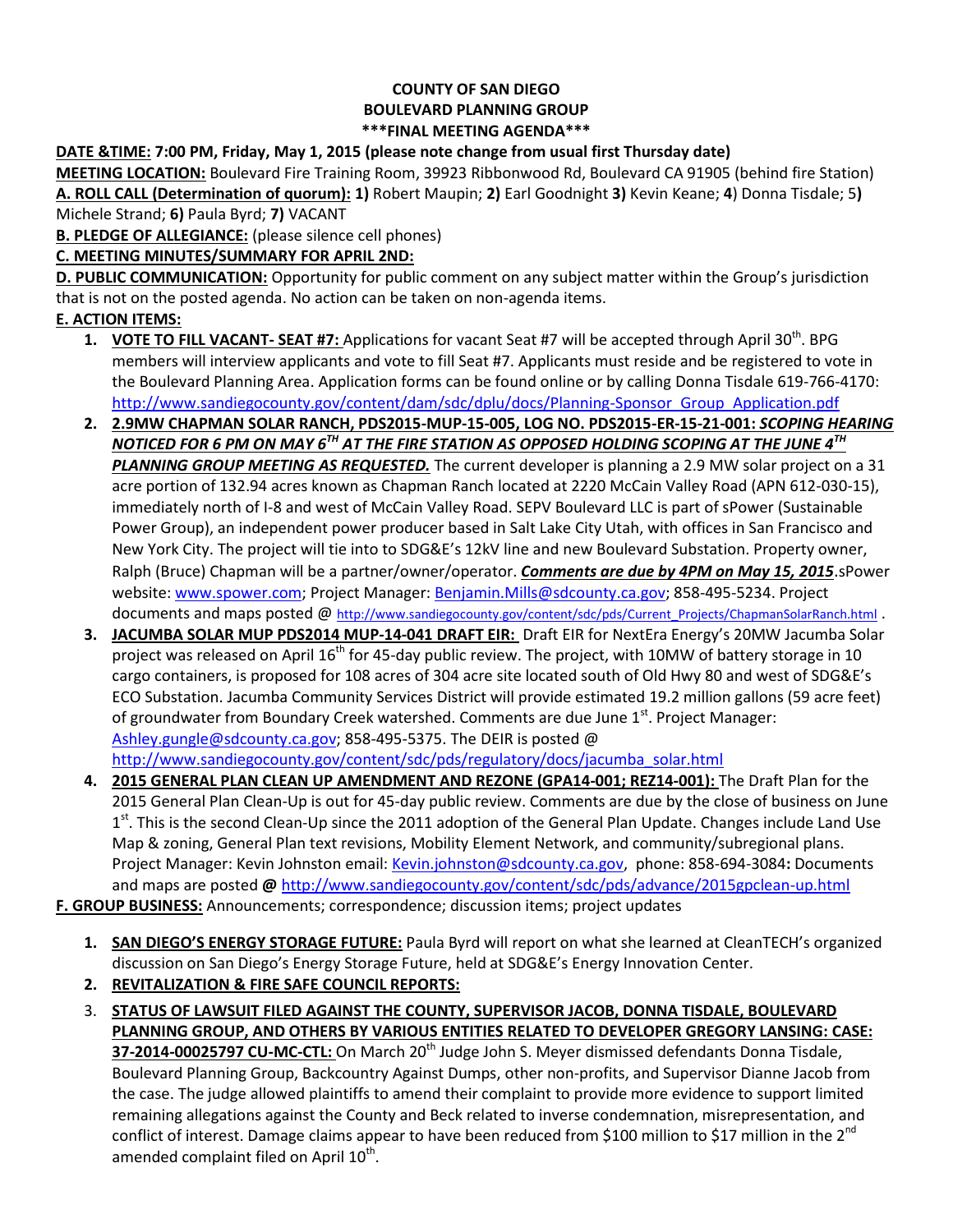**COUNTY OF SAN DIEGO**
**BOULEVARD PLANNING GROUP**
**\*\*\*FINAL MEETING AGENDA\*\*\***

**DATE &TIME: 7:00 PM, Friday, May 1, 2015 (please note change from usual first Thursday date)**

**MEETING LOCATION:** Boulevard Fire Training Room, 39923 Ribbonwood Rd, Boulevard CA 91905 (behind fire Station)

**A. ROLL CALL (Determination of quorum): 1)** Robert Maupin; **2)** Earl Goodnight **3)** Kevin Keane; **4**) Donna Tisdale; 5**)** Michele Strand; **6)** Paula Byrd; **7)** VACANT

**B. PLEDGE OF ALLEGIANCE:** (please silence cell phones)

**C. MEETING MINUTES/SUMMARY FOR APRIL 2ND:**

**D. PUBLIC COMMUNICATION:** Opportunity for public comment on any subject matter within the Group's jurisdiction that is not on the posted agenda. No action can be taken on non-agenda items.

**E. ACTION ITEMS:**

1. **VOTE TO FILL VACANT- SEAT #7:** Applications for vacant Seat #7 will be accepted through April 30th. BPG members will interview applicants and vote to fill Seat #7. Applicants must reside and be registered to vote in the Boulevard Planning Area. Application forms can be found online or by calling Donna Tisdale 619-766-4170: http://www.sandiegocounty.gov/content/dam/sdc/dplu/docs/Planning-Sponsor_Group_Application.pdf
2. **2.9MW CHAPMAN SOLAR RANCH, PDS2015-MUP-15-005, LOG NO. PDS2015-ER-15-21-001: *SCOPING HEARING NOTICED FOR 6 PM ON MAY 6TH AT THE FIRE STATION AS OPPOSED HOLDING SCOPING AT THE JUNE 4TH PLANNING GROUP MEETING AS REQUESTED.*** The current developer is planning a 2.9 MW solar project on a 31 acre portion of 132.94 acres known as Chapman Ranch located at 2220 McCain Valley Road (APN 612-030-15), immediately north of I-8 and west of McCain Valley Road. SEPV Boulevard LLC is part of sPower (Sustainable Power Group), an independent power producer based in Salt Lake City Utah, with offices in San Francisco and New York City. The project will tie into to SDG&E's 12kV line and new Boulevard Substation. Property owner, Ralph (Bruce) Chapman will be a partner/owner/operator. ***Comments are due by 4PM on May 15, 2015***.sPower website: www.spower.com; Project Manager: Benjamin.Mills@sdcounty.ca.gov; 858-495-5234. Project documents and maps posted @ http://www.sandiegocounty.gov/content/sdc/pds/Current_Projects/ChapmanSolarRanch.html .
3. **JACUMBA SOLAR MUP PDS2014 MUP-14-041 DRAFT EIR:** Draft EIR for NextEra Energy's 20MW Jacumba Solar project was released on April 16th for 45-day public review. The project, with 10MW of battery storage in 10 cargo containers, is proposed for 108 acres of 304 acre site located south of Old Hwy 80 and west of SDG&E's ECO Substation. Jacumba Community Services District will provide estimated 19.2 million gallons (59 acre feet) of groundwater from Boundary Creek watershed. Comments are due June 1st. Project Manager: Ashley.gungle@sdcounty.ca.gov; 858-495-5375. The DEIR is posted @ http://www.sandiegocounty.gov/content/sdc/pds/regulatory/docs/jacumba_solar.html
4. **2015 GENERAL PLAN CLEAN UP AMENDMENT AND REZONE (GPA14-001; REZ14-001):** The Draft Plan for the 2015 General Plan Clean-Up is out for 45-day public review. Comments are due by the close of business on June 1st. This is the second Clean-Up since the 2011 adoption of the General Plan Update. Changes include Land Use Map & zoning, General Plan text revisions, Mobility Element Network, and community/subregional plans. Project Manager: Kevin Johnston email: Kevin.johnston@sdcounty.ca.gov, phone: 858-694-3084**:** Documents and maps are posted **@** http://www.sandiegocounty.gov/content/sdc/pds/advance/2015gpclean-up.html

**F. GROUP BUSINESS:** Announcements; correspondence; discussion items; project updates

1. **SAN DIEGO'S ENERGY STORAGE FUTURE:** Paula Byrd will report on what she learned at CleanTECH's organized discussion on San Diego's Energy Storage Future, held at SDG&E's Energy Innovation Center.
2. **REVITALIZATION & FIRE SAFE COUNCIL REPORTS:**
3. **STATUS OF LAWSUIT FILED AGAINST THE COUNTY, SUPERVISOR JACOB, DONNA TISDALE, BOULEVARD PLANNING GROUP, AND OTHERS BY VARIOUS ENTITIES RELATED TO DEVELOPER GREGORY LANSING: CASE: 37-2014-00025797 CU-MC-CTL:** On March 20th Judge John S. Meyer dismissed defendants Donna Tisdale, Boulevard Planning Group, Backcountry Against Dumps, other non-profits, and Supervisor Dianne Jacob from the case. The judge allowed plaintiffs to amend their complaint to provide more evidence to support limited remaining allegations against the County and Beck related to inverse condemnation, misrepresentation, and conflict of interest. Damage claims appear to have been reduced from \$100 million to \$17 million in the 2nd amended complaint filed on April 10th.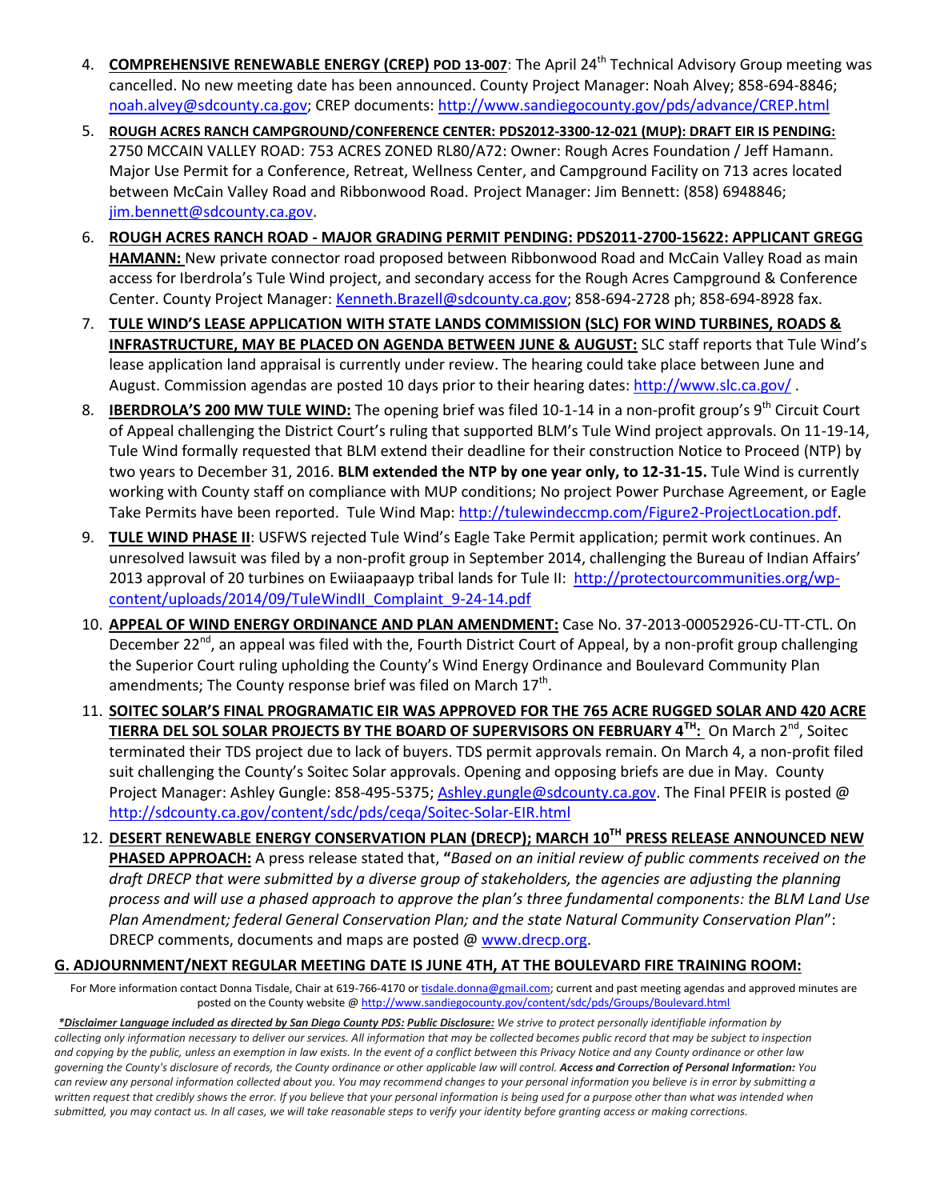4. **COMPREHENSIVE RENEWABLE ENERGY (CREP) POD 13-007**: The April 24th Technical Advisory Group meeting was cancelled. No new meeting date has been announced. County Project Manager: Noah Alvey; 858-694-8846; noah.alvey@sdcounty.ca.gov; CREP documents: http://www.sandiegocounty.gov/pds/advance/CREP.html
5. **ROUGH ACRES RANCH CAMPGROUND/CONFERENCE CENTER: PDS2012-3300-12-021 (MUP): DRAFT EIR IS PENDING:** 2750 MCCAIN VALLEY ROAD: 753 ACRES ZONED RL80/A72: Owner: Rough Acres Foundation / Jeff Hamann. Major Use Permit for a Conference, Retreat, Wellness Center, and Campground Facility on 713 acres located between McCain Valley Road and Ribbonwood Road. Project Manager: Jim Bennett: (858) 6948846; jim.bennett@sdcounty.ca.gov.
6. **ROUGH ACRES RANCH ROAD - MAJOR GRADING PERMIT PENDING: PDS2011-2700-15622: APPLICANT GREGG HAMANN:** New private connector road proposed between Ribbonwood Road and McCain Valley Road as main access for Iberdrola's Tule Wind project, and secondary access for the Rough Acres Campground & Conference Center. County Project Manager: Kenneth.Brazell@sdcounty.ca.gov; 858-694-2728 ph; 858-694-8928 fax.
7. **TULE WIND'S LEASE APPLICATION WITH STATE LANDS COMMISSION (SLC) FOR WIND TURBINES, ROADS & INFRASTRUCTURE, MAY BE PLACED ON AGENDA BETWEEN JUNE & AUGUST:** SLC staff reports that Tule Wind's lease application land appraisal is currently under review. The hearing could take place between June and August. Commission agendas are posted 10 days prior to their hearing dates: http://www.slc.ca.gov/ .
8. **IBERDROLA'S 200 MW TULE WIND:** The opening brief was filed 10-1-14 in a non-profit group's 9th Circuit Court of Appeal challenging the District Court's ruling that supported BLM's Tule Wind project approvals. On 11-19-14, Tule Wind formally requested that BLM extend their deadline for their construction Notice to Proceed (NTP) by two years to December 31, 2016. **BLM extended the NTP by one year only, to 12-31-15.** Tule Wind is currently working with County staff on compliance with MUP conditions; No project Power Purchase Agreement, or Eagle Take Permits have been reported. Tule Wind Map: http://tulewindeccmp.com/Figure2-ProjectLocation.pdf.
9. **TULE WIND PHASE II**: USFWS rejected Tule Wind's Eagle Take Permit application; permit work continues. An unresolved lawsuit was filed by a non-profit group in September 2014, challenging the Bureau of Indian Affairs' 2013 approval of 20 turbines on Ewiiaapaayp tribal lands for Tule II: http://protectourcommunities.org/wp-content/uploads/2014/09/TuleWindII_Complaint_9-24-14.pdf
10. **APPEAL OF WIND ENERGY ORDINANCE AND PLAN AMENDMENT:** Case No. 37-2013-00052926-CU-TT-CTL. On December 22nd, an appeal was filed with the, Fourth District Court of Appeal, by a non-profit group challenging the Superior Court ruling upholding the County's Wind Energy Ordinance and Boulevard Community Plan amendments; The County response brief was filed on March 17th.
11. **SOITEC SOLAR'S FINAL PROGRAMATIC EIR WAS APPROVED FOR THE 765 ACRE RUGGED SOLAR AND 420 ACRE TIERRA DEL SOL SOLAR PROJECTS BY THE BOARD OF SUPERVISORS ON FEBRUARY 4TH:** On March 2nd, Soitec terminated their TDS project due to lack of buyers. TDS permit approvals remain. On March 4, a non-profit filed suit challenging the County's Soitec Solar approvals. Opening and opposing briefs are due in May. County Project Manager: Ashley Gungle: 858-495-5375; Ashley.gungle@sdcounty.ca.gov. The Final PFEIR is posted @ http://sdcounty.ca.gov/content/sdc/pds/ceqa/Soitec-Solar-EIR.html
12. **DESERT RENEWABLE ENERGY CONSERVATION PLAN (DRECP); MARCH 10TH PRESS RELEASE ANNOUNCED NEW PHASED APPROACH:** A press release stated that, "*Based on an initial review of public comments received on the draft DRECP that were submitted by a diverse group of stakeholders, the agencies are adjusting the planning process and will use a phased approach to approve the plan's three fundamental components: the BLM Land Use Plan Amendment; federal General Conservation Plan; and the state Natural Community Conservation Plan*": DRECP comments, documents and maps are posted @ www.drecp.org.

**G. ADJOURNMENT/NEXT REGULAR MEETING DATE IS JUNE 4TH, AT THE BOULEVARD FIRE TRAINING ROOM:**

For More information contact Donna Tisdale, Chair at 619-766-4170 or tisdale.donna@gmail.com; current and past meeting agendas and approved minutes are posted on the County website @ http://www.sandiegocounty.gov/content/sdc/pds/Groups/Boulevard.html

***Disclaimer Language included as directed by San Diego County PDS: Public Disclosure:** We strive to protect personally identifiable information by collecting only information necessary to deliver our services. All information that may be collected becomes public record that may be subject to inspection and copying by the public, unless an exemption in law exists. In the event of a conflict between this Privacy Notice and any County ordinance or other law governing the County's disclosure of records, the County ordinance or other applicable law will control. **Access and Correction of Personal Information:** You can review any personal information collected about you. You may recommend changes to your personal information you believe is in error by submitting a written request that credibly shows the error. If you believe that your personal information is being used for a purpose other than what was intended when submitted, you may contact us. In all cases, we will take reasonable steps to verify your identity before granting access or making corrections.*